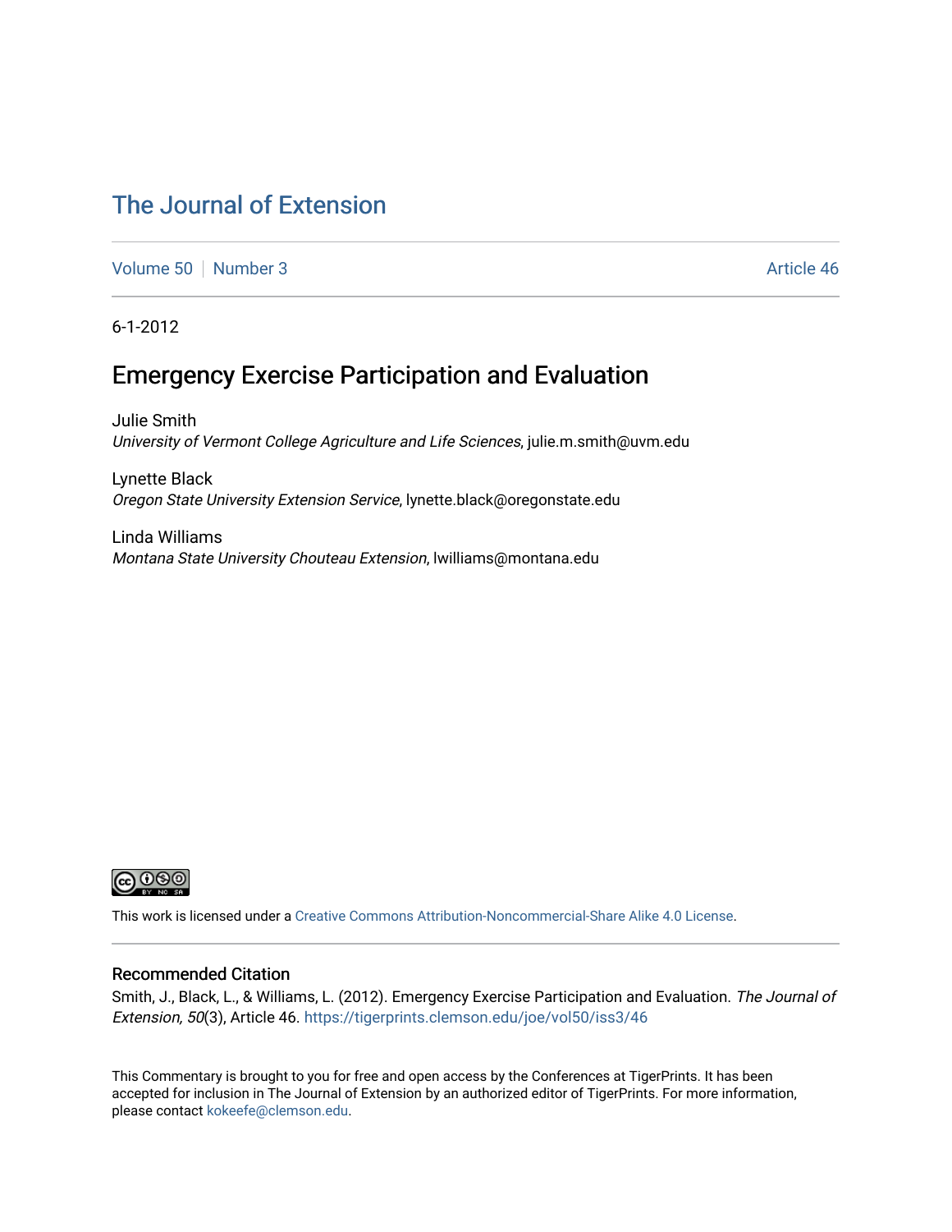# The Journal of Extension

Volume 50 | Number 3 | Article 46

6-1-2012

## Emergency Exercise Participation and Evaluation

Julie Smith
*University of Vermont College Agriculture and Life Sciences*, julie.m.smith@uvm.edu

Lynette Black
*Oregon State University Extension Service*, lynette.black@oregonstate.edu

Linda Williams
*Montana State University Chouteau Extension*, lwilliams@montana.edu

This work is licensed under a Creative Commons Attribution-Noncommercial-Share Alike 4.0 License.

### Recommended Citation

Smith, J., Black, L., & Williams, L. (2012). Emergency Exercise Participation and Evaluation. *The Journal of Extension, 50*(3), Article 46. https://tigerprints.clemson.edu/joe/vol50/iss3/46

This Commentary is brought to you for free and open access by the Conferences at TigerPrints. It has been accepted for inclusion in The Journal of Extension by an authorized editor of TigerPrints. For more information, please contact kokeefe@clemson.edu.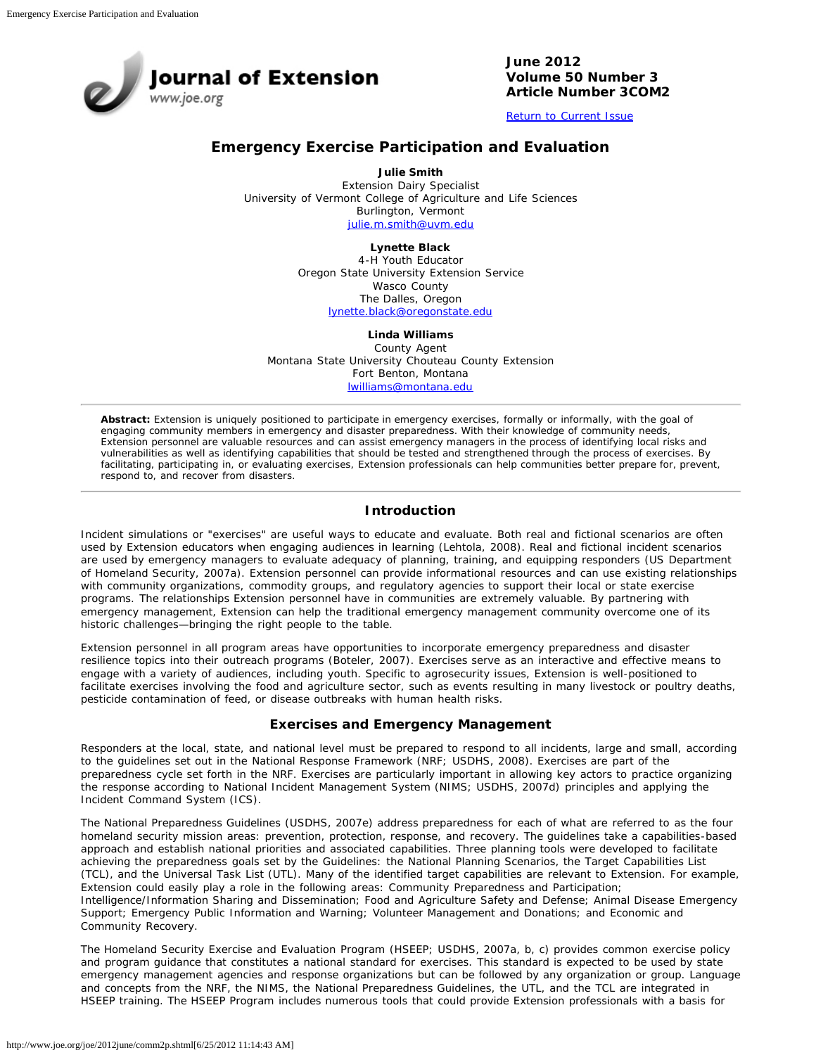![Journal of Extension logo](www.joe.org)

**June 2012**
**Volume 50 Number 3**
**Article Number 3COM2**

Return to Current Issue

# Emergency Exercise Participation and Evaluation

**Julie Smith**
Extension Dairy Specialist
University of Vermont College of Agriculture and Life Sciences
Burlington, Vermont
julie.m.smith@uvm.edu

**Lynette Black**
4-H Youth Educator
Oregon State University Extension Service
Wasco County
The Dalles, Oregon
lynette.black@oregonstate.edu

**Linda Williams**
County Agent
Montana State University Chouteau County Extension
Fort Benton, Montana
lwilliams@montana.edu

**Abstract:** Extension is uniquely positioned to participate in emergency exercises, formally or informally, with the goal of engaging community members in emergency and disaster preparedness. With their knowledge of community needs, Extension personnel are valuable resources and can assist emergency managers in the process of identifying local risks and vulnerabilities as well as identifying capabilities that should be tested and strengthened through the process of exercises. By facilitating, participating in, or evaluating exercises, Extension professionals can help communities better prepare for, prevent, respond to, and recover from disasters.

## Introduction

Incident simulations or "exercises" are useful ways to educate and evaluate. Both real and fictional scenarios are often used by Extension educators when engaging audiences in learning (Lehtola, 2008). Real and fictional incident scenarios are used by emergency managers to evaluate adequacy of planning, training, and equipping responders (US Department of Homeland Security, 2007a). Extension personnel can provide informational resources and can use existing relationships with community organizations, commodity groups, and regulatory agencies to support their local or state exercise programs. The relationships Extension personnel have in communities are extremely valuable. By partnering with emergency management, Extension can help the traditional emergency management community overcome one of its historic challenges—bringing the right people to the table.

Extension personnel in all program areas have opportunities to incorporate emergency preparedness and disaster resilience topics into their outreach programs (Boteler, 2007). Exercises serve as an interactive and effective means to engage with a variety of audiences, including youth. Specific to agrosecurity issues, Extension is well-positioned to facilitate exercises involving the food and agriculture sector, such as events resulting in many livestock or poultry deaths, pesticide contamination of feed, or disease outbreaks with human health risks.

## Exercises and Emergency Management

Responders at the local, state, and national level must be prepared to respond to all incidents, large and small, according to the guidelines set out in the National Response Framework (NRF; USDHS, 2008). Exercises are part of the preparedness cycle set forth in the NRF. Exercises are particularly important in allowing key actors to practice organizing the response according to National Incident Management System (NIMS; USDHS, 2007d) principles and applying the Incident Command System (ICS).

The National Preparedness Guidelines (USDHS, 2007e) address preparedness for each of what are referred to as the four homeland security mission areas: prevention, protection, response, and recovery. The guidelines take a capabilities-based approach and establish national priorities and associated capabilities. Three planning tools were developed to facilitate achieving the preparedness goals set by the Guidelines: the National Planning Scenarios, the Target Capabilities List (TCL), and the Universal Task List (UTL). Many of the identified target capabilities are relevant to Extension. For example, Extension could easily play a role in the following areas: Community Preparedness and Participation; Intelligence/Information Sharing and Dissemination; Food and Agriculture Safety and Defense; Animal Disease Emergency Support; Emergency Public Information and Warning; Volunteer Management and Donations; and Economic and Community Recovery.

The Homeland Security Exercise and Evaluation Program (HSEEP; USDHS, 2007a, b, c) provides common exercise policy and program guidance that constitutes a national standard for exercises. This standard is expected to be used by state emergency management agencies and response organizations but can be followed by any organization or group. Language and concepts from the NRF, the NIMS, the National Preparedness Guidelines, the UTL, and the TCL are integrated in HSEEP training. The HSEEP Program includes numerous tools that could provide Extension professionals with a basis for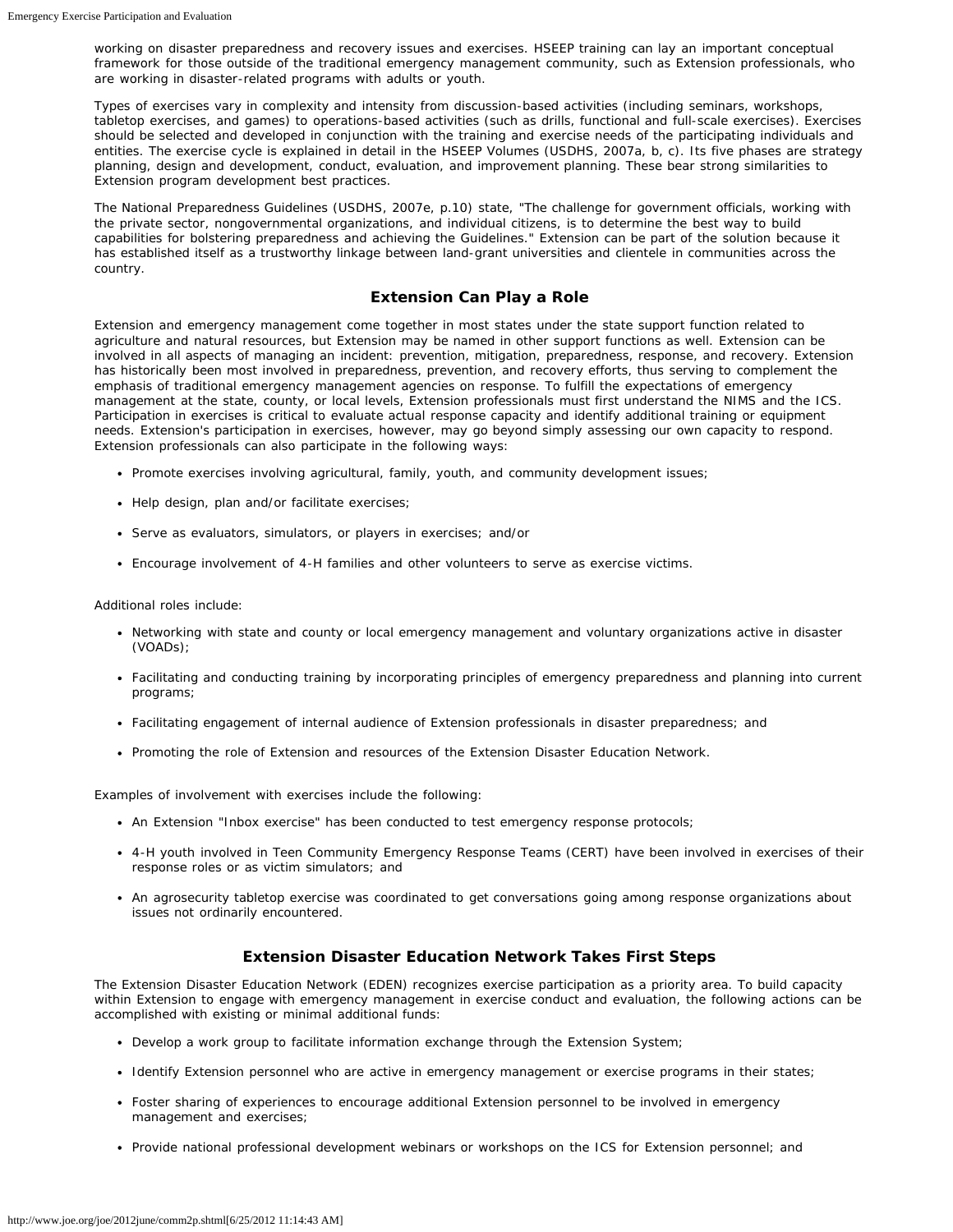working on disaster preparedness and recovery issues and exercises. HSEEP training can lay an important conceptual framework for those outside of the traditional emergency management community, such as Extension professionals, who are working in disaster-related programs with adults or youth.

Types of exercises vary in complexity and intensity from discussion-based activities (including seminars, workshops, tabletop exercises, and games) to operations-based activities (such as drills, functional and full-scale exercises). Exercises should be selected and developed in conjunction with the training and exercise needs of the participating individuals and entities. The exercise cycle is explained in detail in the HSEEP Volumes (USDHS, 2007a, b, c). Its five phases are strategy planning, design and development, conduct, evaluation, and improvement planning. These bear strong similarities to Extension program development best practices.

The National Preparedness Guidelines (USDHS, 2007e, p.10) state, "The challenge for government officials, working with the private sector, nongovernmental organizations, and individual citizens, is to determine the best way to build capabilities for bolstering preparedness and achieving the Guidelines." Extension can be part of the solution because it has established itself as a trustworthy linkage between land-grant universities and clientele in communities across the country.

## Extension Can Play a Role

Extension and emergency management come together in most states under the state support function related to agriculture and natural resources, but Extension may be named in other support functions as well. Extension can be involved in all aspects of managing an incident: prevention, mitigation, preparedness, response, and recovery. Extension has historically been most involved in preparedness, prevention, and recovery efforts, thus serving to complement the emphasis of traditional emergency management agencies on response. To fulfill the expectations of emergency management at the state, county, or local levels, Extension professionals must first understand the NIMS and the ICS. Participation in exercises is critical to evaluate actual response capacity and identify additional training or equipment needs. Extension's participation in exercises, however, may go beyond simply assessing our own capacity to respond. Extension professionals can also participate in the following ways:

- Promote exercises involving agricultural, family, youth, and community development issues;
- Help design, plan and/or facilitate exercises;
- Serve as evaluators, simulators, or players in exercises; and/or
- Encourage involvement of 4-H families and other volunteers to serve as exercise victims.

Additional roles include:

- Networking with state and county or local emergency management and voluntary organizations active in disaster (VOADs);
- Facilitating and conducting training by incorporating principles of emergency preparedness and planning into current programs;
- Facilitating engagement of internal audience of Extension professionals in disaster preparedness; and
- Promoting the role of Extension and resources of the Extension Disaster Education Network.

Examples of involvement with exercises include the following:

- An Extension "Inbox exercise" has been conducted to test emergency response protocols;
- 4-H youth involved in Teen Community Emergency Response Teams (CERT) have been involved in exercises of their response roles or as victim simulators; and
- An agrosecurity tabletop exercise was coordinated to get conversations going among response organizations about issues not ordinarily encountered.

## Extension Disaster Education Network Takes First Steps

The Extension Disaster Education Network (EDEN) recognizes exercise participation as a priority area. To build capacity within Extension to engage with emergency management in exercise conduct and evaluation, the following actions can be accomplished with existing or minimal additional funds:

- Develop a work group to facilitate information exchange through the Extension System;
- Identify Extension personnel who are active in emergency management or exercise programs in their states;
- Foster sharing of experiences to encourage additional Extension personnel to be involved in emergency management and exercises;
- Provide national professional development webinars or workshops on the ICS for Extension personnel; and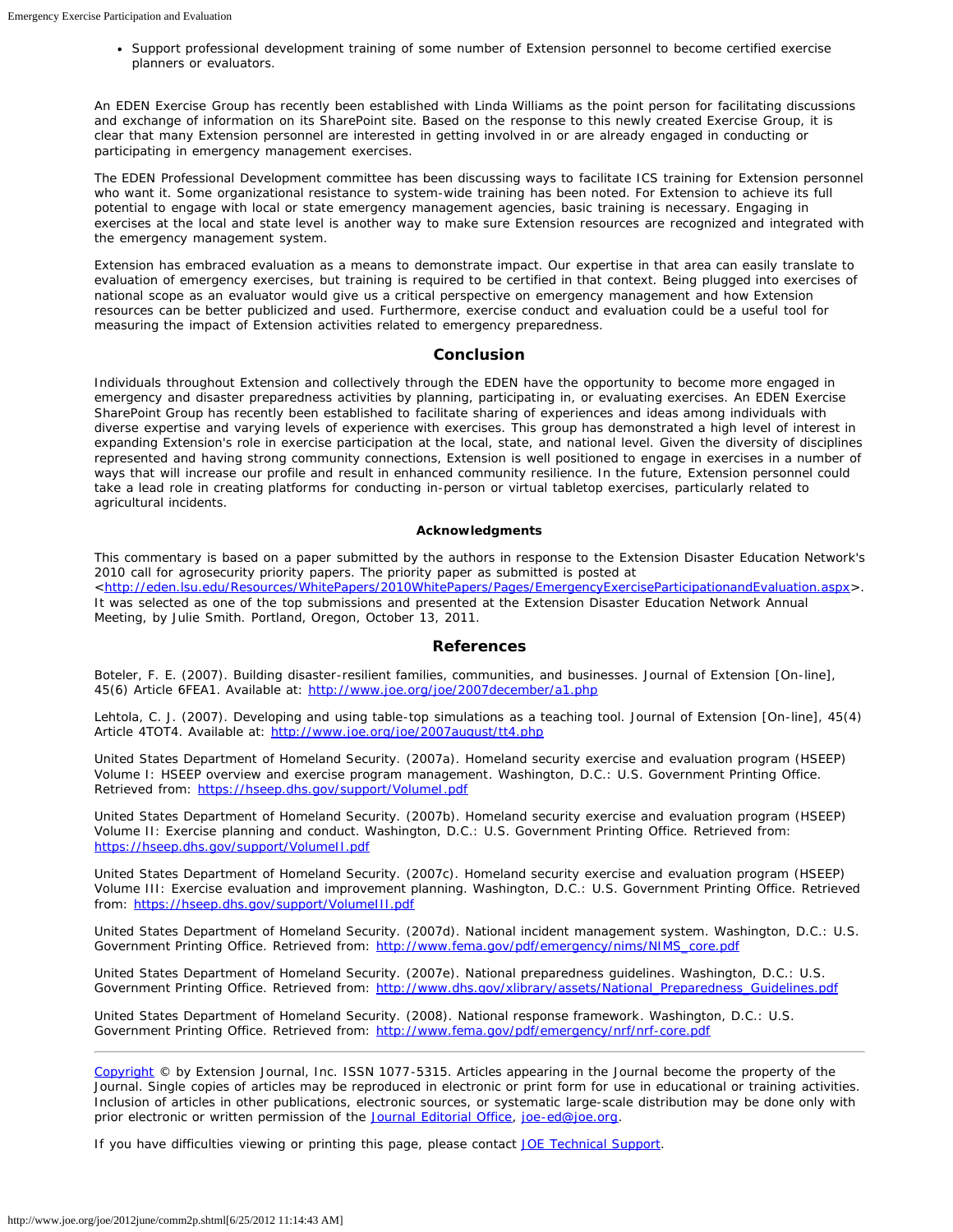- Support professional development training of some number of Extension personnel to become certified exercise planners or evaluators.

An EDEN Exercise Group has recently been established with Linda Williams as the point person for facilitating discussions and exchange of information on its SharePoint site. Based on the response to this newly created Exercise Group, it is clear that many Extension personnel are interested in getting involved in or are already engaged in conducting or participating in emergency management exercises.

The EDEN Professional Development committee has been discussing ways to facilitate ICS training for Extension personnel who want it. Some organizational resistance to system-wide training has been noted. For Extension to achieve its full potential to engage with local or state emergency management agencies, basic training is necessary. Engaging in exercises at the local and state level is another way to make sure Extension resources are recognized and integrated with the emergency management system.

Extension has embraced evaluation as a means to demonstrate impact. Our expertise in that area can easily translate to evaluation of emergency exercises, but training is required to be certified in that context. Being plugged into exercises of national scope as an evaluator would give us a critical perspective on emergency management and how Extension resources can be better publicized and used. Furthermore, exercise conduct and evaluation could be a useful tool for measuring the impact of Extension activities related to emergency preparedness.

## Conclusion

Individuals throughout Extension and collectively through the EDEN have the opportunity to become more engaged in emergency and disaster preparedness activities by planning, participating in, or evaluating exercises. An EDEN Exercise SharePoint Group has recently been established to facilitate sharing of experiences and ideas among individuals with diverse expertise and varying levels of experience with exercises. This group has demonstrated a high level of interest in expanding Extension's role in exercise participation at the local, state, and national level. Given the diversity of disciplines represented and having strong community connections, Extension is well positioned to engage in exercises in a number of ways that will increase our profile and result in enhanced community resilience. In the future, Extension personnel could take a lead role in creating platforms for conducting in-person or virtual tabletop exercises, particularly related to agricultural incidents.

### Acknowledgments

This commentary is based on a paper submitted by the authors in response to the Extension Disaster Education Network's 2010 call for agrosecurity priority papers. The priority paper as submitted is posted at <http://eden.lsu.edu/Resources/WhitePapers/2010WhitePapers/Pages/EmergencyExerciseParticipationandEvaluation.aspx>. It was selected as one of the top submissions and presented at the Extension Disaster Education Network Annual Meeting, by Julie Smith. Portland, Oregon, October 13, 2011.

## References

Boteler, F. E. (2007). Building disaster-resilient families, communities, and businesses. Journal of Extension [On-line], 45(6) Article 6FEA1. Available at: http://www.joe.org/joe/2007december/a1.php

Lehtola, C. J. (2007). Developing and using table-top simulations as a teaching tool. Journal of Extension [On-line], 45(4) Article 4TOT4. Available at: http://www.joe.org/joe/2007august/tt4.php

United States Department of Homeland Security. (2007a). Homeland security exercise and evaluation program (HSEEP) Volume I: HSEEP overview and exercise program management. Washington, D.C.: U.S. Government Printing Office. Retrieved from: https://hseep.dhs.gov/support/VolumeI.pdf

United States Department of Homeland Security. (2007b). Homeland security exercise and evaluation program (HSEEP) Volume II: Exercise planning and conduct. Washington, D.C.: U.S. Government Printing Office. Retrieved from: https://hseep.dhs.gov/support/VolumeII.pdf

United States Department of Homeland Security. (2007c). Homeland security exercise and evaluation program (HSEEP) Volume III: Exercise evaluation and improvement planning. Washington, D.C.: U.S. Government Printing Office. Retrieved from: https://hseep.dhs.gov/support/VolumeIII.pdf

United States Department of Homeland Security. (2007d). National incident management system. Washington, D.C.: U.S. Government Printing Office. Retrieved from: http://www.fema.gov/pdf/emergency/nims/NIMS_core.pdf

United States Department of Homeland Security. (2007e). National preparedness guidelines. Washington, D.C.: U.S. Government Printing Office. Retrieved from: http://www.dhs.gov/xlibrary/assets/National_Preparedness_Guidelines.pdf

United States Department of Homeland Security. (2008). National response framework. Washington, D.C.: U.S. Government Printing Office. Retrieved from: http://www.fema.gov/pdf/emergency/nrf/nrf-core.pdf

---

Copyright © by Extension Journal, Inc. ISSN 1077-5315. Articles appearing in the Journal become the property of the Journal. Single copies of articles may be reproduced in electronic or print form for use in educational or training activities. Inclusion of articles in other publications, electronic sources, or systematic large-scale distribution may be done only with prior electronic or written permission of the Journal Editorial Office, joe-ed@joe.org.

If you have difficulties viewing or printing this page, please contact JOE Technical Support.